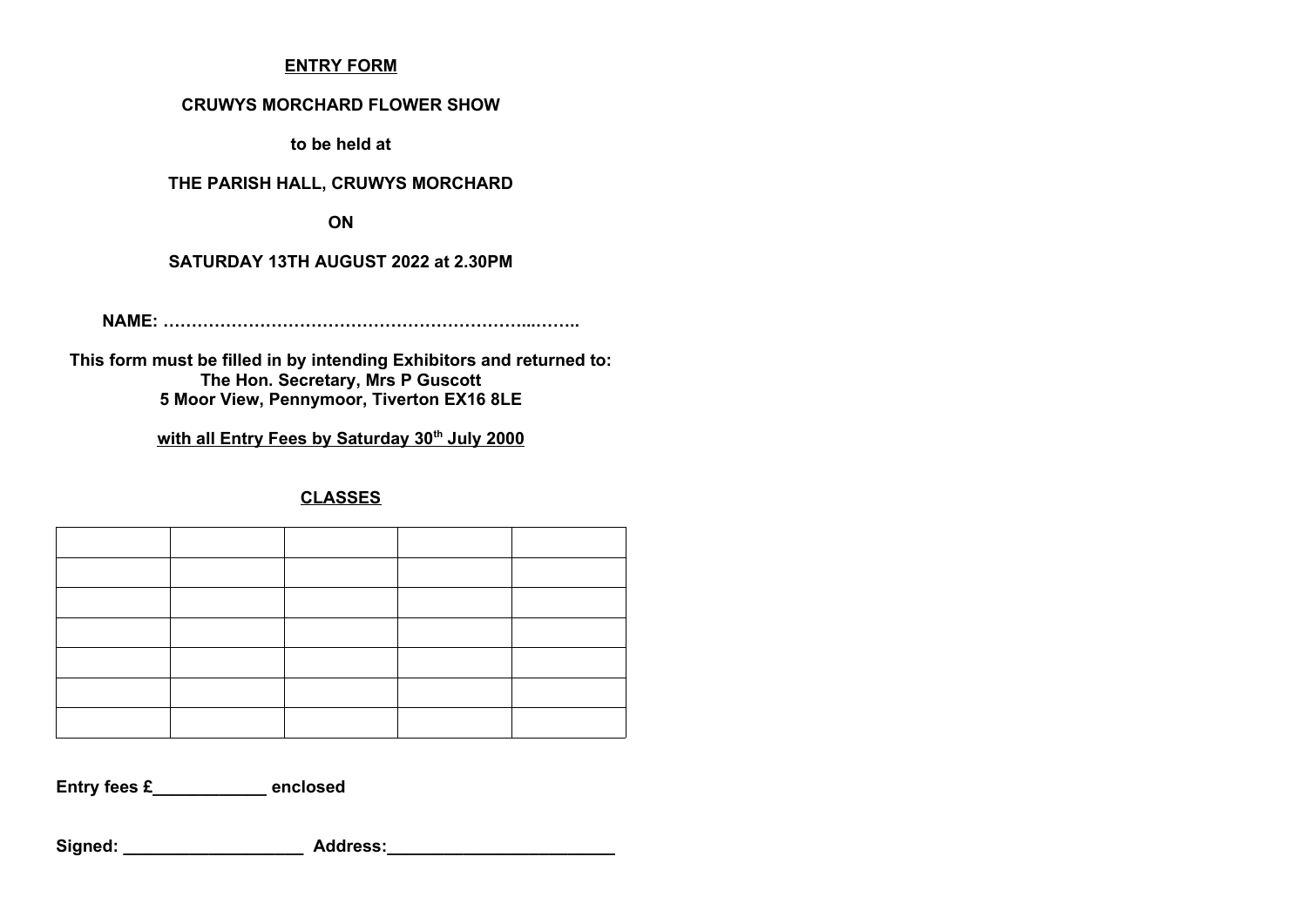**ENTRY FORM**

**CRUWYS MORCHARD FLOWER SHOW**

**to be held at**

**THE PARISH HALL, CRUWYS MORCHARD**

**ON**

**SATURDAY 13TH AUGUST 2022 at 2.30PM**

**NAME: ………………………………………………………...……..**

**This form must be filled in by intending Exhibitors and returned to:**
**The Hon. Secretary, Mrs P Guscott**
**5 Moor View, Pennymoor, Tiverton EX16 8LE**

**with all Entry Fees by Saturday 30th July 2000**

**CLASSES**

| | | | | |
|---|---|---|---|---|
| | | | | |
| | | | | |
| | | | | |
| | | | | |
| | | | | |
| | | | | |
| | | | | |

**Entry fees £____________ enclosed**

**Signed: ___________________ Address:________________________**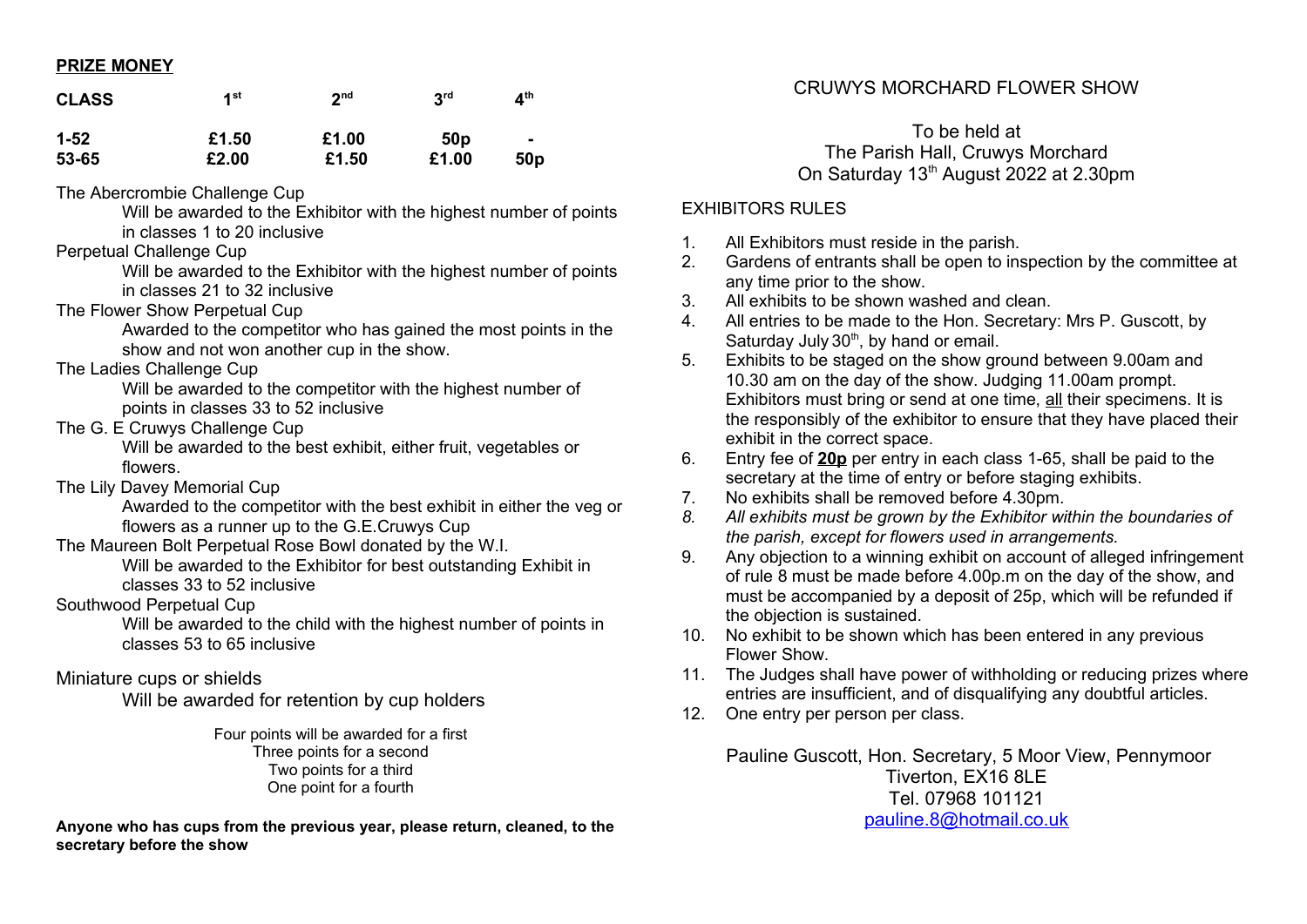**PRIZE MONEY**

| CLASS | 1st | 2nd | 3rd | 4th |
|---|---|---|---|---|
| 1-52 | £1.50 | £1.00 | 50p | - |
| 53-65 | £2.00 | £1.50 | £1.00 | 50p |

The Abercrombie Challenge Cup
Will be awarded to the Exhibitor with the highest number of points in classes 1 to 20 inclusive

Perpetual Challenge Cup
Will be awarded to the Exhibitor with the highest number of points in classes 21 to 32 inclusive

The Flower Show Perpetual Cup
Awarded to the competitor who has gained the most points in the show and not won another cup in the show.

The Ladies Challenge Cup
Will be awarded to the competitor with the highest number of points in classes 33 to 52 inclusive

The G. E Cruwys Challenge Cup
Will be awarded to the best exhibit, either fruit, vegetables or flowers.

The Lily Davey Memorial Cup
Awarded to the competitor with the best exhibit in either the veg or flowers as a runner up to the G.E.Cruwys Cup

The Maureen Bolt Perpetual Rose Bowl donated by the W.I.
Will be awarded to the Exhibitor for best outstanding Exhibit in classes 33 to 52 inclusive

Southwood Perpetual Cup
Will be awarded to the child with the highest number of points in classes 53 to 65 inclusive

Miniature cups or shields
Will be awarded for retention by cup holders

Four points will be awarded for a first
Three points for a second
Two points for a third
One point for a fourth

**Anyone who has cups from the previous year, please return, cleaned, to the secretary before the show**

# CRUWYS MORCHARD FLOWER SHOW

To be held at
The Parish Hall, Cruwys Morchard
On Saturday 13th August 2022 at 2.30pm

## EXHIBITORS RULES

1. All Exhibitors must reside in the parish.
2. Gardens of entrants shall be open to inspection by the committee at any time prior to the show.
3. All exhibits to be shown washed and clean.
4. All entries to be made to the Hon. Secretary: Mrs P. Guscott, by Saturday July 30th, by hand or email.
5. Exhibits to be staged on the show ground between 9.00am and 10.30 am on the day of the show. Judging 11.00am prompt. Exhibitors must bring or send at one time, all their specimens. It is the responsibly of the exhibitor to ensure that they have placed their exhibit in the correct space.
6. Entry fee of **20p** per entry in each class 1-65, shall be paid to the secretary at the time of entry or before staging exhibits.
7. No exhibits shall be removed before 4.30pm.
8. *All exhibits must be grown by the Exhibitor within the boundaries of the parish, except for flowers used in arrangements.*
9. Any objection to a winning exhibit on account of alleged infringement of rule 8 must be made before 4.00p.m on the day of the show, and must be accompanied by a deposit of 25p, which will be refunded if the objection is sustained.
10. No exhibit to be shown which has been entered in any previous Flower Show.
11. The Judges shall have power of withholding or reducing prizes where entries are insufficient, and of disqualifying any doubtful articles.
12. One entry per person per class.

Pauline Guscott, Hon. Secretary, 5 Moor View, Pennymoor
Tiverton, EX16 8LE
Tel. 07968 101121
pauline.8@hotmail.co.uk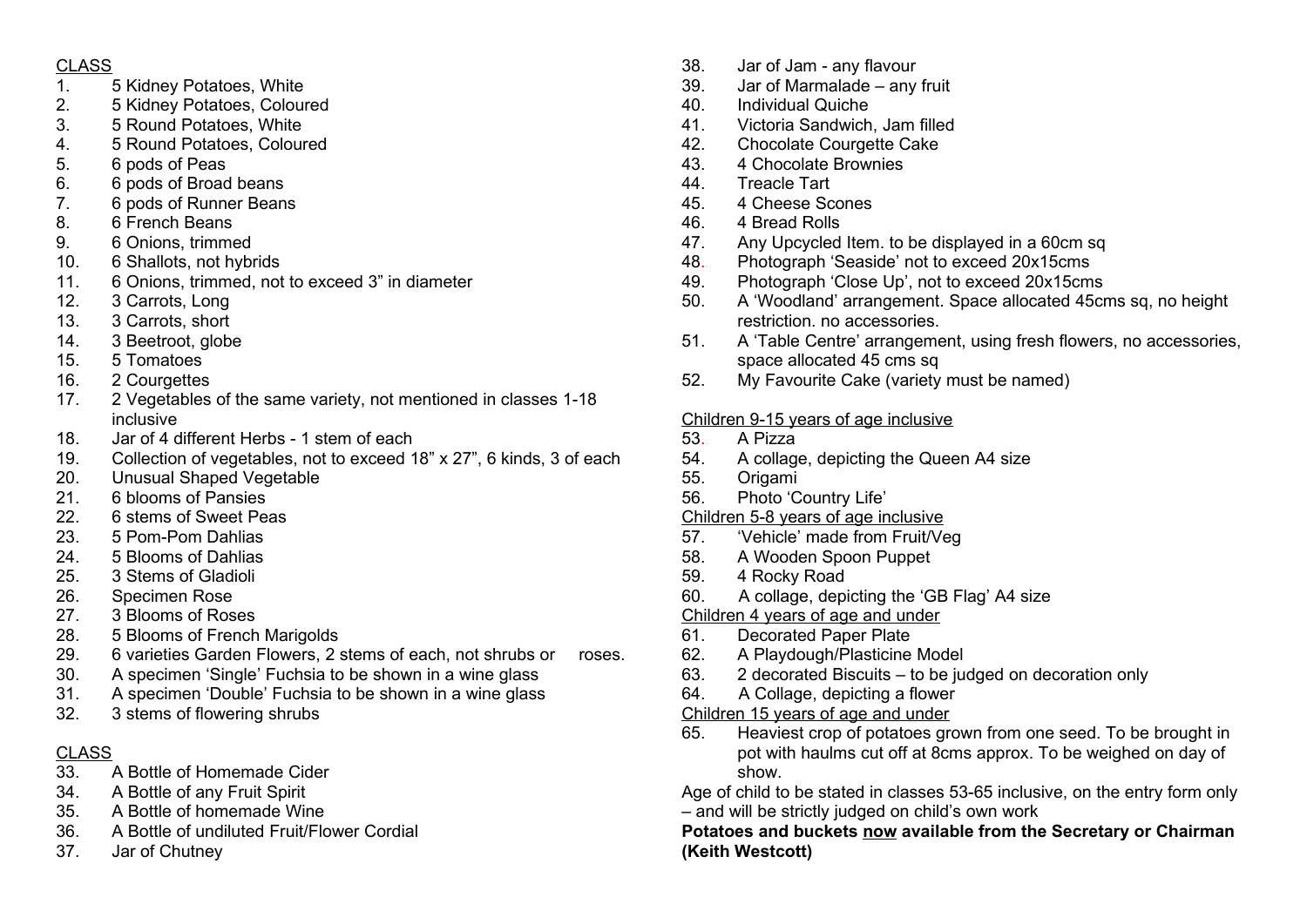CLASS

1. 5 Kidney Potatoes, White
2. 5 Kidney Potatoes, Coloured
3. 5 Round Potatoes, White
4. 5 Round Potatoes, Coloured
5. 6 pods of Peas
6. 6 pods of Broad beans
7. 6 pods of Runner Beans
8. 6 French Beans
9. 6 Onions, trimmed
10. 6 Shallots, not hybrids
11. 6 Onions, trimmed, not to exceed 3" in diameter
12. 3 Carrots, Long
13. 3 Carrots, short
14. 3 Beetroot, globe
15. 5 Tomatoes
16. 2 Courgettes
17. 2 Vegetables of the same variety, not mentioned in classes 1-18 inclusive
18. Jar of 4 different Herbs - 1 stem of each
19. Collection of vegetables, not to exceed 18" x 27", 6 kinds, 3 of each
20. Unusual Shaped Vegetable
21. 6 blooms of Pansies
22. 6 stems of Sweet Peas
23. 5 Pom-Pom Dahlias
24. 5 Blooms of Dahlias
25. 3 Stems of Gladioli
26. Specimen Rose
27. 3 Blooms of Roses
28. 5 Blooms of French Marigolds
29. 6 varieties Garden Flowers, 2 stems of each, not shrubs or roses.
30. A specimen 'Single' Fuchsia to be shown in a wine glass
31. A specimen 'Double' Fuchsia to be shown in a wine glass
32. 3 stems of flowering shrubs

CLASS

33. A Bottle of Homemade Cider
34. A Bottle of any Fruit Spirit
35. A Bottle of homemade Wine
36. A Bottle of undiluted Fruit/Flower Cordial
37. Jar of Chutney
38. Jar of Jam - any flavour
39. Jar of Marmalade – any fruit
40. Individual Quiche
41. Victoria Sandwich, Jam filled
42. Chocolate Courgette Cake
43. 4 Chocolate Brownies
44. Treacle Tart
45. 4 Cheese Scones
46. 4 Bread Rolls
47. Any Upcycled Item. to be displayed in a 60cm sq
48. Photograph 'Seaside' not to exceed 20x15cms
49. Photograph 'Close Up', not to exceed 20x15cms
50. A 'Woodland' arrangement. Space allocated 45cms sq, no height restriction. no accessories.
51. A 'Table Centre' arrangement, using fresh flowers, no accessories, space allocated 45 cms sq
52. My Favourite Cake (variety must be named)

Children 9-15 years of age inclusive

53. A Pizza
54. A collage, depicting the Queen A4 size
55. Origami
56. Photo 'Country Life'

Children 5-8 years of age inclusive

57. 'Vehicle' made from Fruit/Veg
58. A Wooden Spoon Puppet
59. 4 Rocky Road
60. A collage, depicting the 'GB Flag' A4 size

Children 4 years of age and under

61. Decorated Paper Plate
62. A Playdough/Plasticine Model
63. 2 decorated Biscuits – to be judged on decoration only
64. A Collage, depicting a flower

Children 15 years of age and under

65. Heaviest crop of potatoes grown from one seed. To be brought in pot with haulms cut off at 8cms approx. To be weighed on day of show.

Age of child to be stated in classes 53-65 inclusive, on the entry form only – and will be strictly judged on child's own work

**Potatoes and buckets now available from the Secretary or Chairman (Keith Westcott)**